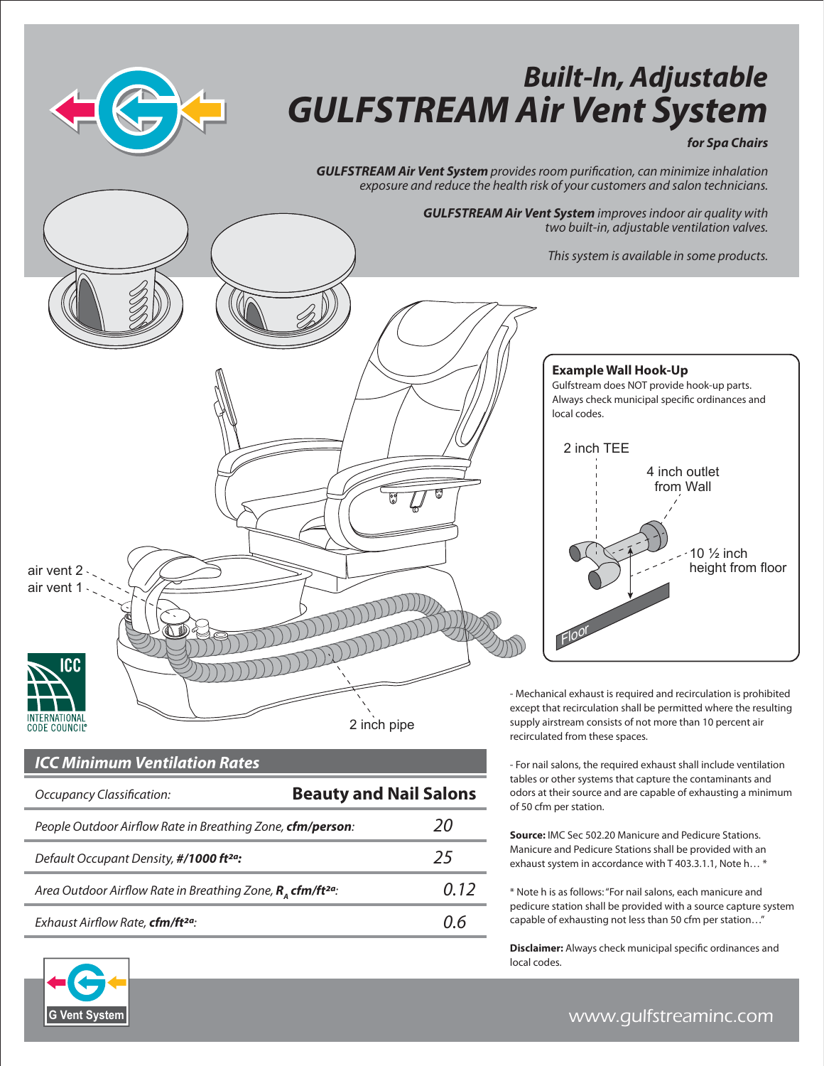# Built-In, Adjustable GULFSTREAM Air Vent System

**for Spa Chairs**

***GULFSTREAM Air Vent System*** *provides room purification, can minimize inhalation exposure and reduce the health risk of your customers and salon technicians.*

***GULFSTREAM Air Vent System*** *improves indoor air quality with two built-in, adjustable ventilation valves.*

*This system is available in some products.*

air vent 2

air vent 1

2 inch pipe

### Example Wall Hook-Up

Gulfstream does NOT provide hook-up parts. Always check municipal specific ordinances and local codes.

2 inch TEE

4 inch outlet from Wall

10 ½ inch height from floor

Floor

ICC INTERNATIONAL CODE COUNCIL®

## ICC Minimum Ventilation Rates

| *Occupancy Classification:* | **Beauty and Nail Salons** |
|---|---|
| *People Outdoor Airflow Rate in Breathing Zone,* ***cfm/person****:* | *20* |
| *Default Occupant Density,* ***#/1000 ft²ᵃ:*** | *25* |
| *Area Outdoor Airflow Rate in Breathing Zone,* $R_A$ ***cfm/ft²ᵃ****:* | *0.12* |
| *Exhaust Airflow Rate,* ***cfm/ft²ᵃ****:* | *0.6* |

- Mechanical exhaust is required and recirculation is prohibited except that recirculation shall be permitted where the resulting supply airstream consists of not more than 10 percent air recirculated from these spaces.

- For nail salons, the required exhaust shall include ventilation tables or other systems that capture the contaminants and odors at their source and are capable of exhausting a minimum of 50 cfm per station.

**Source:** IMC Sec 502.20 Manicure and Pedicure Stations. Manicure and Pedicure Stations shall be provided with an exhaust system in accordance with T 403.3.1.1, Note h… *

* Note h is as follows: "For nail salons, each manicure and pedicure station shall be provided with a source capture system capable of exhausting not less than 50 cfm per station…"

**Disclaimer:** Always check municipal specific ordinances and local codes.

G Vent System

www.gulfstreaminc.com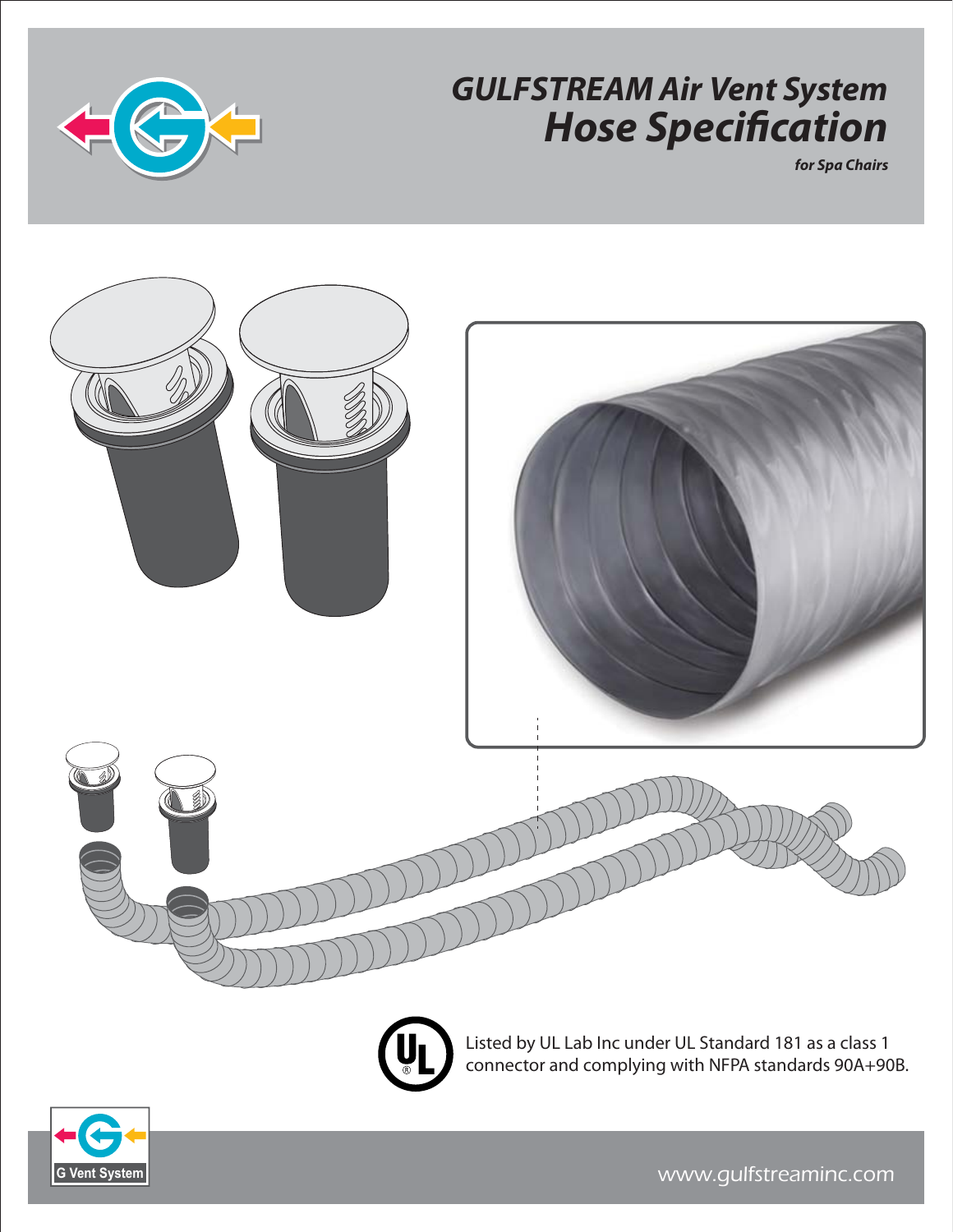# GULFSTREAM Air Vent System

## Hose Specification

*for Spa Chairs*

Listed by UL Lab Inc under UL Standard 181 as a class 1 connector and complying with NFPA standards 90A+90B.

G Vent System

www.gulfstreaminc.com